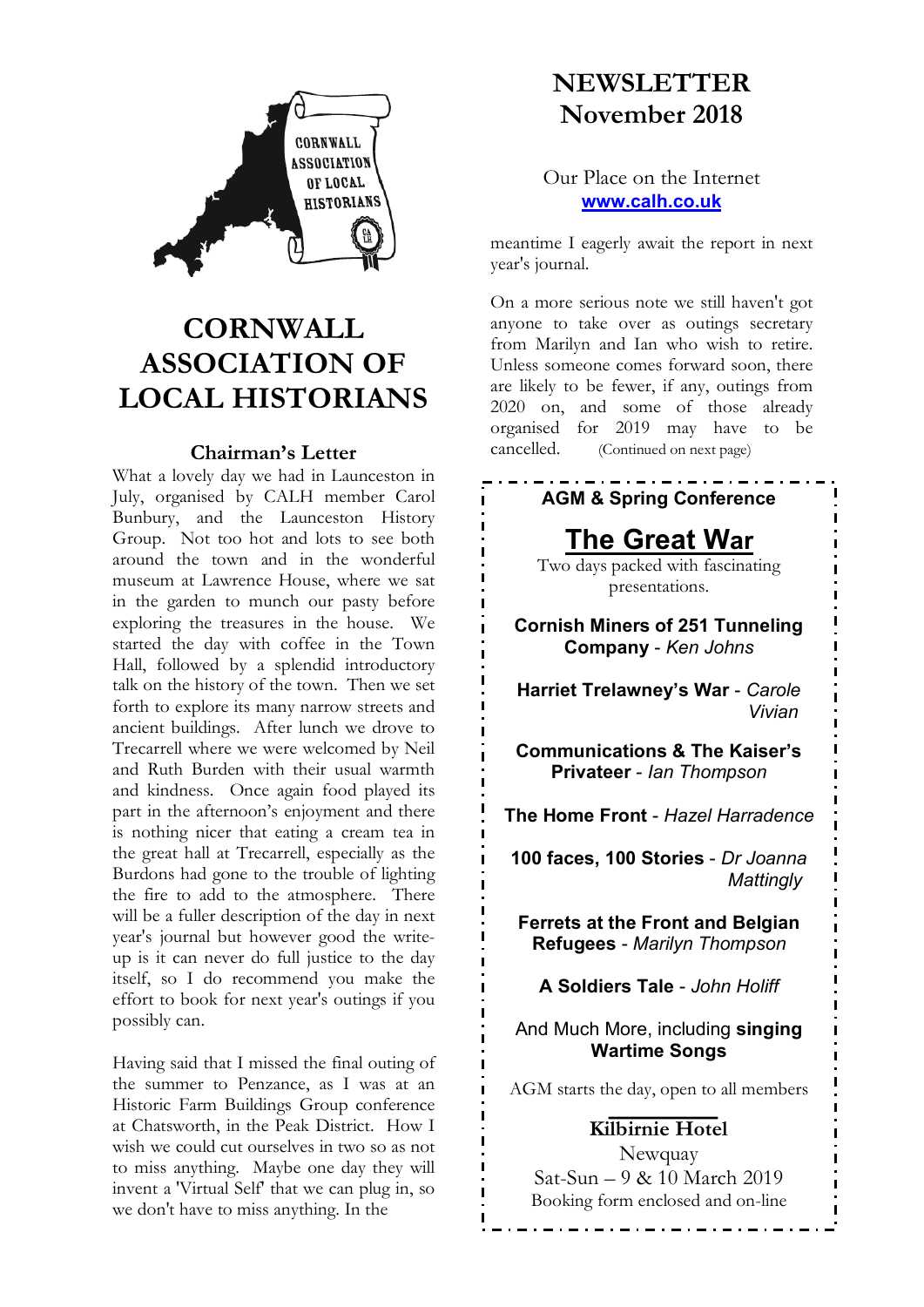# CORNWALL ASSOCIATION OF LOCAL HISTORIANS

# NEWSLETTER November 2018

Our Place on the Internet
**www.calh.co.uk**

## Chairman's Letter

What a lovely day we had in Launceston in July, organised by CALH member Carol Bunbury, and the Launceston History Group. Not too hot and lots to see both around the town and in the wonderful museum at Lawrence House, where we sat in the garden to munch our pasty before exploring the treasures in the house. We started the day with coffee in the Town Hall, followed by a splendid introductory talk on the history of the town. Then we set forth to explore its many narrow streets and ancient buildings. After lunch we drove to Trecarrell where we were welcomed by Neil and Ruth Burden with their usual warmth and kindness. Once again food played its part in the afternoon's enjoyment and there is nothing nicer that eating a cream tea in the great hall at Trecarrell, especially as the Burdons had gone to the trouble of lighting the fire to add to the atmosphere. There will be a fuller description of the day in next year's journal but however good the write-up is it can never do full justice to the day itself, so I do recommend you make the effort to book for next year's outings if you possibly can.

Having said that I missed the final outing of the summer to Penzance, as I was at an Historic Farm Buildings Group conference at Chatsworth, in the Peak District. How I wish we could cut ourselves in two so as not to miss anything. Maybe one day they will invent a 'Virtual Self' that we can plug in, so we don't have to miss anything. In the meantime I eagerly await the report in next year's journal.

On a more serious note we still haven't got anyone to take over as outings secretary from Marilyn and Ian who wish to retire. Unless someone comes forward soon, there are likely to be fewer, if any, outings from 2020 on, and some of those already organised for 2019 may have to be cancelled. (Continued on next page)

---

**AGM & Spring Conference**

## The Great War

Two days packed with fascinating presentations.

**Cornish Miners of 251 Tunneling Company** - *Ken Johns*

**Harriet Trelawney's War** - *Carole Vivian*

**Communications & The Kaiser's Privateer** - *Ian Thompson*

**The Home Front** - *Hazel Harradence*

**100 faces, 100 Stories** - *Dr Joanna Mattingly*

**Ferrets at the Front and Belgian Refugees** - *Marilyn Thompson*

**A Soldiers Tale** - *John Holiff*

And Much More, including **singing Wartime Songs**

AGM starts the day, open to all members

**Kilbirnie Hotel**
Newquay
Sat-Sun – 9 & 10 March 2019
Booking form enclosed and on-line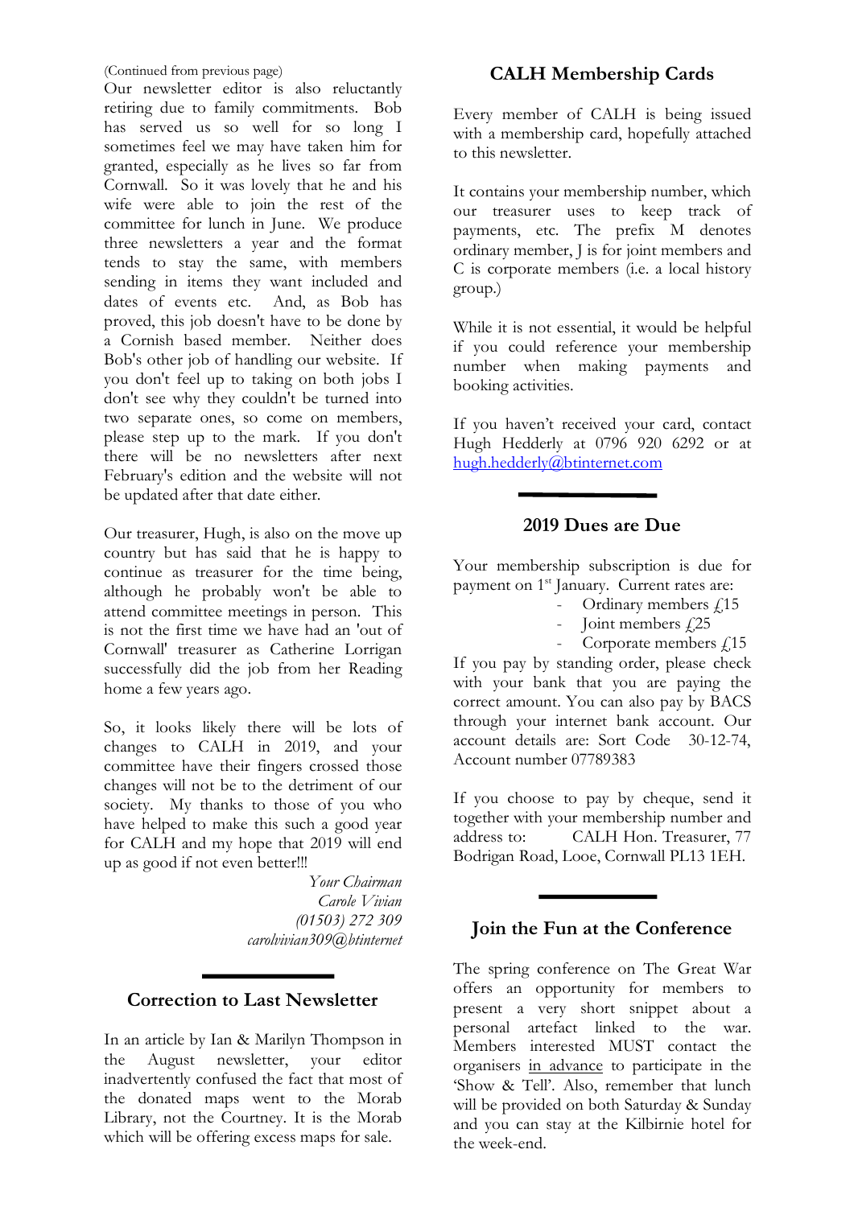(Continued from previous page)

Our newsletter editor is also reluctantly retiring due to family commitments. Bob has served us so well for so long I sometimes feel we may have taken him for granted, especially as he lives so far from Cornwall. So it was lovely that he and his wife were able to join the rest of the committee for lunch in June. We produce three newsletters a year and the format tends to stay the same, with members sending in items they want included and dates of events etc. And, as Bob has proved, this job doesn't have to be done by a Cornish based member. Neither does Bob's other job of handling our website. If you don't feel up to taking on both jobs I don't see why they couldn't be turned into two separate ones, so come on members, please step up to the mark. If you don't there will be no newsletters after next February's edition and the website will not be updated after that date either.

Our treasurer, Hugh, is also on the move up country but has said that he is happy to continue as treasurer for the time being, although he probably won't be able to attend committee meetings in person. This is not the first time we have had an 'out of Cornwall' treasurer as Catherine Lorrigan successfully did the job from her Reading home a few years ago.

So, it looks likely there will be lots of changes to CALH in 2019, and your committee have their fingers crossed those changes will not be to the detriment of our society. My thanks to those of you who have helped to make this such a good year for CALH and my hope that 2019 will end up as good if not even better!!!

*Your Chairman*
*Carole Vivian*
*(01503) 272 309*
*carolvivian309@btinternet*

## Correction to Last Newsletter

In an article by Ian & Marilyn Thompson in the August newsletter, your editor inadvertently confused the fact that most of the donated maps went to the Morab Library, not the Courtney. It is the Morab which will be offering excess maps for sale.

## CALH Membership Cards

Every member of CALH is being issued with a membership card, hopefully attached to this newsletter.

It contains your membership number, which our treasurer uses to keep track of payments, etc. The prefix M denotes ordinary member, J is for joint members and C is corporate members (i.e. a local history group.)

While it is not essential, it would be helpful if you could reference your membership number when making payments and booking activities.

If you haven't received your card, contact Hugh Hedderly at 0796 920 6292 or at hugh.hedderly@btinternet.com

## 2019 Dues are Due

Your membership subscription is due for payment on 1st January. Current rates are:

- Ordinary members £15
- Joint members £25
- Corporate members £15

If you pay by standing order, please check with your bank that you are paying the correct amount. You can also pay by BACS through your internet bank account. Our account details are: Sort Code 30-12-74, Account number 07789383

If you choose to pay by cheque, send it together with your membership number and address to: CALH Hon. Treasurer, 77 Bodrigan Road, Looe, Cornwall PL13 1EH.

## Join the Fun at the Conference

The spring conference on The Great War offers an opportunity for members to present a very short snippet about a personal artefact linked to the war. Members interested MUST contact the organisers in advance to participate in the 'Show & Tell'. Also, remember that lunch will be provided on both Saturday & Sunday and you can stay at the Kilbirnie hotel for the week-end.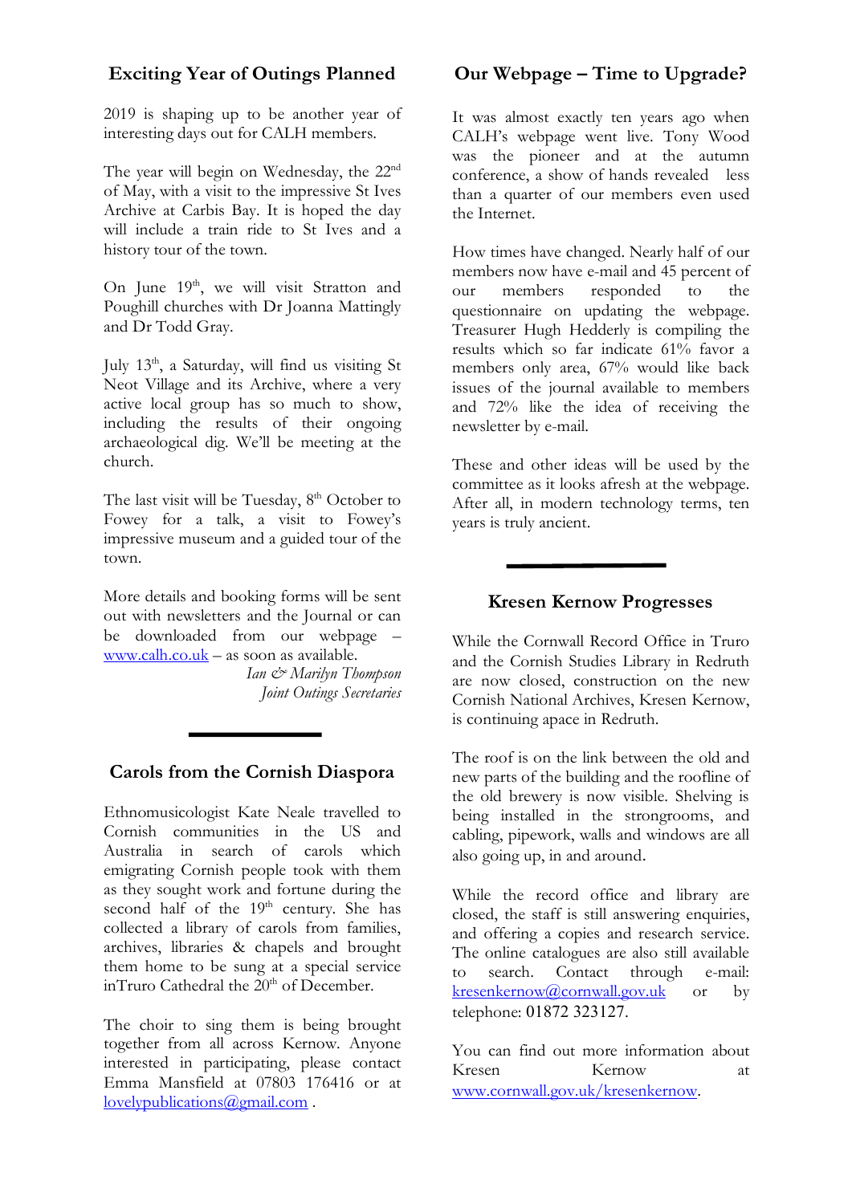## Exciting Year of Outings Planned

2019 is shaping up to be another year of interesting days out for CALH members.

The year will begin on Wednesday, the 22nd of May, with a visit to the impressive St Ives Archive at Carbis Bay. It is hoped the day will include a train ride to St Ives and a history tour of the town.

On June 19th, we will visit Stratton and Poughill churches with Dr Joanna Mattingly and Dr Todd Gray.

July 13th, a Saturday, will find us visiting St Neot Village and its Archive, where a very active local group has so much to show, including the results of their ongoing archaeological dig. We'll be meeting at the church.

The last visit will be Tuesday, 8th October to Fowey for a talk, a visit to Fowey's impressive museum and a guided tour of the town.

More details and booking forms will be sent out with newsletters and the Journal or can be downloaded from our webpage – www.calh.co.uk – as soon as available.

*Ian & Marilyn Thompson*
*Joint Outings Secretaries*

## Carols from the Cornish Diaspora

Ethnomusicologist Kate Neale travelled to Cornish communities in the US and Australia in search of carols which emigrating Cornish people took with them as they sought work and fortune during the second half of the 19th century. She has collected a library of carols from families, archives, libraries & chapels and brought them home to be sung at a special service inTruro Cathedral the 20th of December.

The choir to sing them is being brought together from all across Kernow. Anyone interested in participating, please contact Emma Mansfield at 07803 176416 or at lovelypublications@gmail.com .

## Our Webpage – Time to Upgrade?

It was almost exactly ten years ago when CALH's webpage went live. Tony Wood was the pioneer and at the autumn conference, a show of hands revealed less than a quarter of our members even used the Internet.

How times have changed. Nearly half of our members now have e-mail and 45 percent of our members responded to the questionnaire on updating the webpage. Treasurer Hugh Hedderly is compiling the results which so far indicate 61% favor a members only area, 67% would like back issues of the journal available to members and 72% like the idea of receiving the newsletter by e-mail.

These and other ideas will be used by the committee as it looks afresh at the webpage. After all, in modern technology terms, ten years is truly ancient.

## Kresen Kernow Progresses

While the Cornwall Record Office in Truro and the Cornish Studies Library in Redruth are now closed, construction on the new Cornish National Archives, Kresen Kernow, is continuing apace in Redruth.

The roof is on the link between the old and new parts of the building and the roofline of the old brewery is now visible. Shelving is being installed in the strongrooms, and cabling, pipework, walls and windows are all also going up, in and around.

While the record office and library are closed, the staff is still answering enquiries, and offering a copies and research service. The online catalogues are also still available to search. Contact through e-mail: kresenkernow@cornwall.gov.uk or by telephone: 01872 323127.

You can find out more information about Kresen Kernow at www.cornwall.gov.uk/kresenkernow.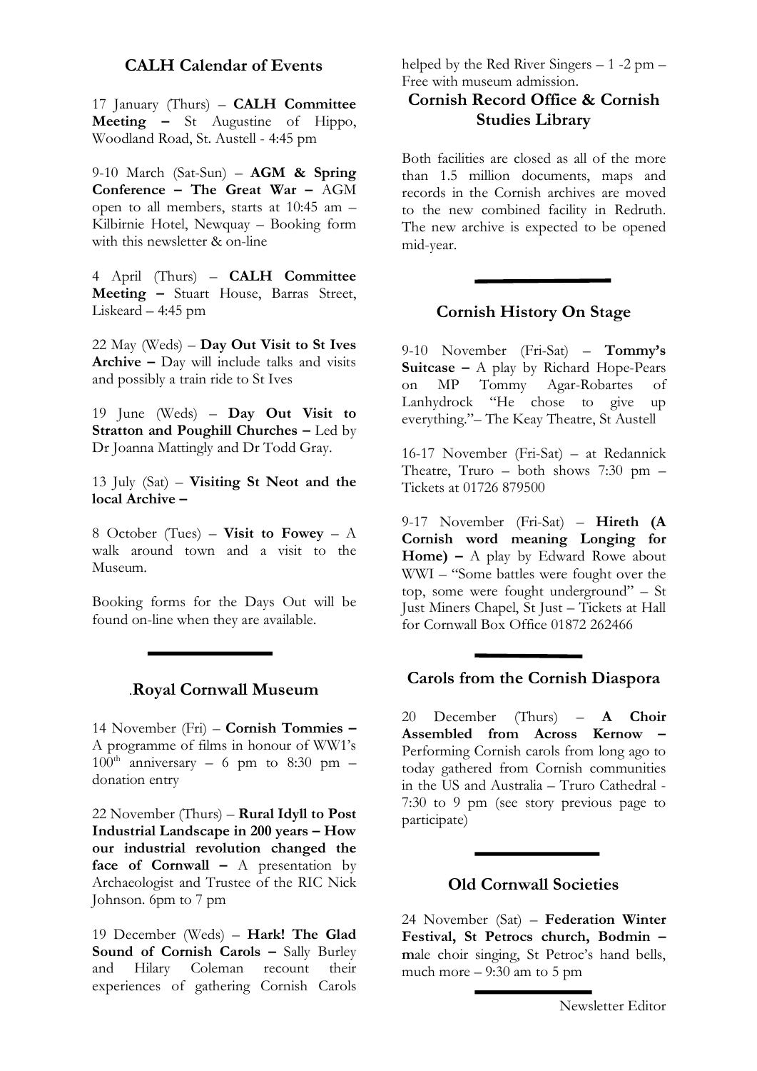## CALH Calendar of Events

17 January (Thurs) – **CALH Committee Meeting –** St Augustine of Hippo, Woodland Road, St. Austell - 4:45 pm

9-10 March (Sat-Sun) – **AGM & Spring Conference – The Great War –** AGM open to all members, starts at 10:45 am – Kilbirnie Hotel, Newquay – Booking form with this newsletter & on-line

4 April (Thurs) – **CALH Committee Meeting –** Stuart House, Barras Street, Liskeard – 4:45 pm

22 May (Weds) – **Day Out Visit to St Ives Archive –** Day will include talks and visits and possibly a train ride to St Ives

19 June (Weds) – **Day Out Visit to Stratton and Poughill Churches –** Led by Dr Joanna Mattingly and Dr Todd Gray.

13 July (Sat) – **Visiting St Neot and the local Archive –**

8 October (Tues) – **Visit to Fowey** – A walk around town and a visit to the Museum.

Booking forms for the Days Out will be found on-line when they are available.

---

## .Royal Cornwall Museum

14 November (Fri) – **Cornish Tommies –** A programme of films in honour of WW1's 100th anniversary – 6 pm to 8:30 pm – donation entry

22 November (Thurs) – **Rural Idyll to Post Industrial Landscape in 200 years – How our industrial revolution changed the face of Cornwall –** A presentation by Archaeologist and Trustee of the RIC Nick Johnson. 6pm to 7 pm

19 December (Weds) – **Hark! The Glad Sound of Cornish Carols –** Sally Burley and Hilary Coleman recount their experiences of gathering Cornish Carols helped by the Red River Singers – 1 -2 pm – Free with museum admission.

## Cornish Record Office & Cornish Studies Library

Both facilities are closed as all of the more than 1.5 million documents, maps and records in the Cornish archives are moved to the new combined facility in Redruth. The new archive is expected to be opened mid-year.

---

## Cornish History On Stage

9-10 November (Fri-Sat) – **Tommy's Suitcase –** A play by Richard Hope-Pears on MP Tommy Agar-Robartes of Lanhydrock "He chose to give up everything."– The Keay Theatre, St Austell

16-17 November (Fri-Sat) – at Redannick Theatre, Truro – both shows 7:30 pm – Tickets at 01726 879500

9-17 November (Fri-Sat) – **Hireth (A Cornish word meaning Longing for Home) –** A play by Edward Rowe about WWI – "Some battles were fought over the top, some were fought underground" – St Just Miners Chapel, St Just – Tickets at Hall for Cornwall Box Office 01872 262466

---

## Carols from the Cornish Diaspora

20 December (Thurs) – **A Choir Assembled from Across Kernow –** Performing Cornish carols from long ago to today gathered from Cornish communities in the US and Australia – Truro Cathedral - 7:30 to 9 pm (see story previous page to participate)

---

## Old Cornwall Societies

24 November (Sat) – **Federation Winter Festival, St Petrocs church, Bodmin – m**ale choir singing, St Petroc's hand bells, much more – 9:30 am to 5 pm

---

Newsletter Editor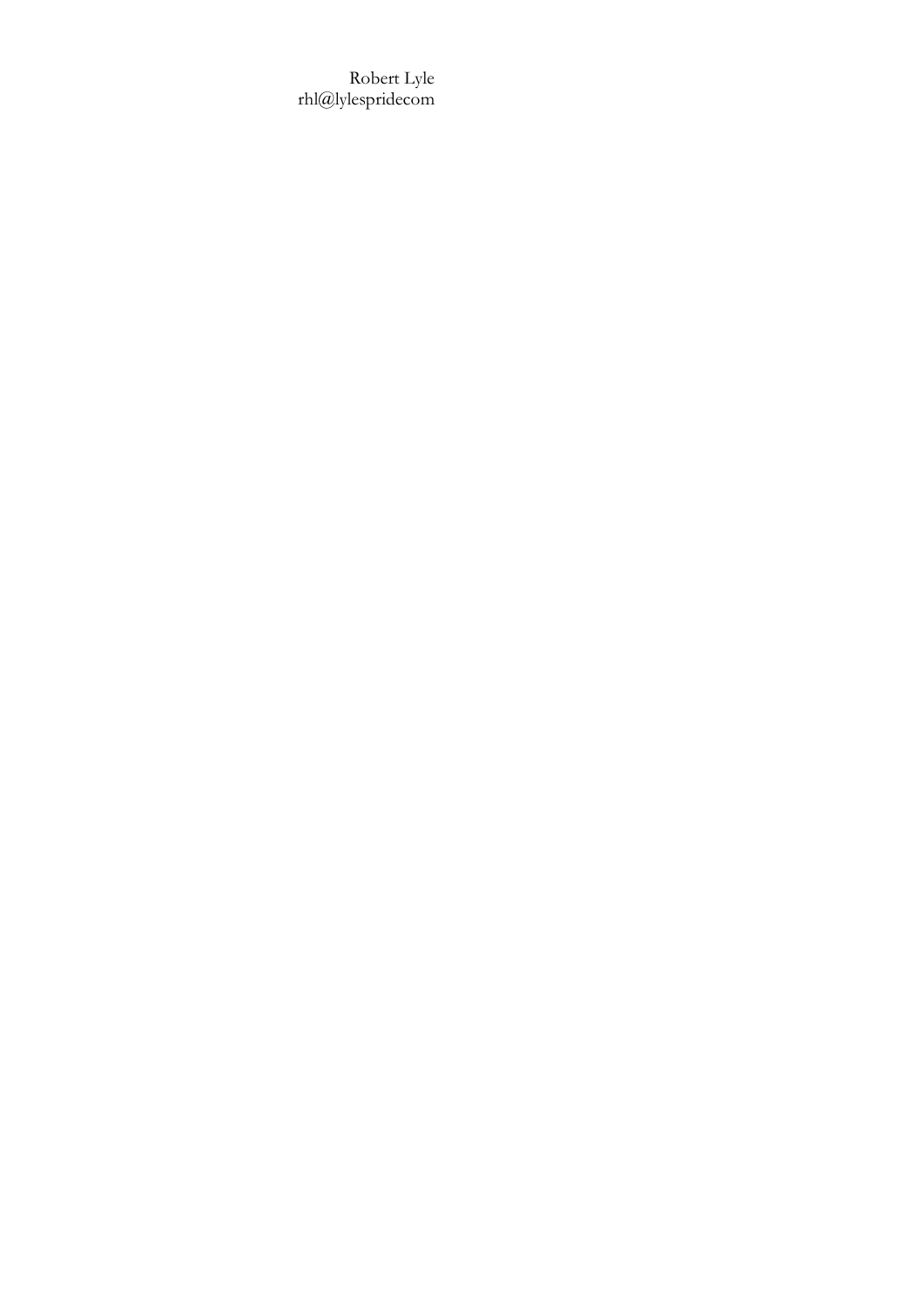Robert Lyle
rhl@lylespridecom